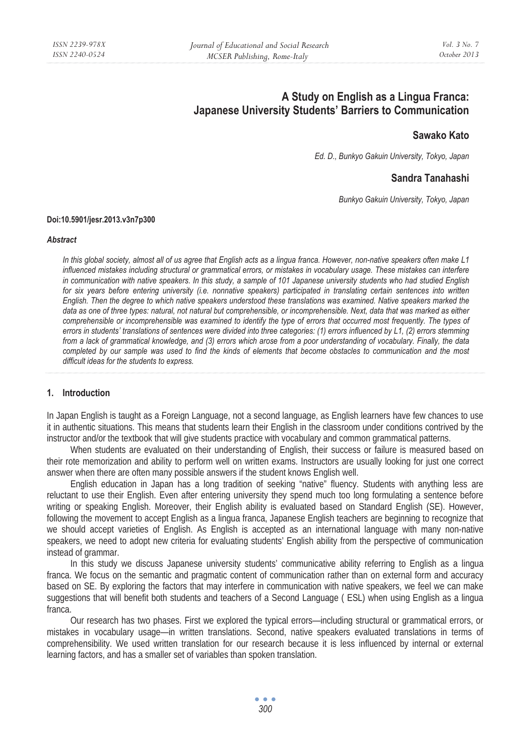# A Study on English as a Lingua Franca: Japanese University Students' Barriers to Communication

**Sawako Kato**

*Ed. D., Bunkyo Gakuin University, Tokyo, Japan*

**Sandra Tanahashi**

*Bunkyo Gakuin University, Tokyo, Japan*

**Doi:10.5901/jesr.2013.v3n7p300**

***Abstract***

*In this global society, almost all of us agree that English acts as a lingua franca. However, non-native speakers often make L1 influenced mistakes including structural or grammatical errors, or mistakes in vocabulary usage. These mistakes can interfere in communication with native speakers. In this study, a sample of 101 Japanese university students who had studied English for six years before entering university (i.e. nonnative speakers) participated in translating certain sentences into written English. Then the degree to which native speakers understood these translations was examined. Native speakers marked the data as one of three types: natural, not natural but comprehensible, or incomprehensible. Next, data that was marked as either comprehensible or incomprehensible was examined to identify the type of errors that occurred most frequently. The types of errors in students' translations of sentences were divided into three categories: (1) errors influenced by L1, (2) errors stemming from a lack of grammatical knowledge, and (3) errors which arose from a poor understanding of vocabulary. Finally, the data completed by our sample was used to find the kinds of elements that become obstacles to communication and the most difficult ideas for the students to express.*

## 1. Introduction

In Japan English is taught as a Foreign Language, not a second language, as English learners have few chances to use it in authentic situations. This means that students learn their English in the classroom under conditions contrived by the instructor and/or the textbook that will give students practice with vocabulary and common grammatical patterns.

When students are evaluated on their understanding of English, their success or failure is measured based on their rote memorization and ability to perform well on written exams. Instructors are usually looking for just one correct answer when there are often many possible answers if the student knows English well.

English education in Japan has a long tradition of seeking "native" fluency. Students with anything less are reluctant to use their English. Even after entering university they spend much too long formulating a sentence before writing or speaking English. Moreover, their English ability is evaluated based on Standard English (SE). However, following the movement to accept English as a lingua franca, Japanese English teachers are beginning to recognize that we should accept varieties of English. As English is accepted as an international language with many non-native speakers, we need to adopt new criteria for evaluating students' English ability from the perspective of communication instead of grammar.

In this study we discuss Japanese university students' communicative ability referring to English as a lingua franca. We focus on the semantic and pragmatic content of communication rather than on external form and accuracy based on SE. By exploring the factors that may interfere in communication with native speakers, we feel we can make suggestions that will benefit both students and teachers of a Second Language ( ESL) when using English as a lingua franca.

Our research has two phases. First we explored the typical errors—including structural or grammatical errors, or mistakes in vocabulary usage—in written translations. Second, native speakers evaluated translations in terms of comprehensibility. We used written translation for our research because it is less influenced by internal or external learning factors, and has a smaller set of variables than spoken translation.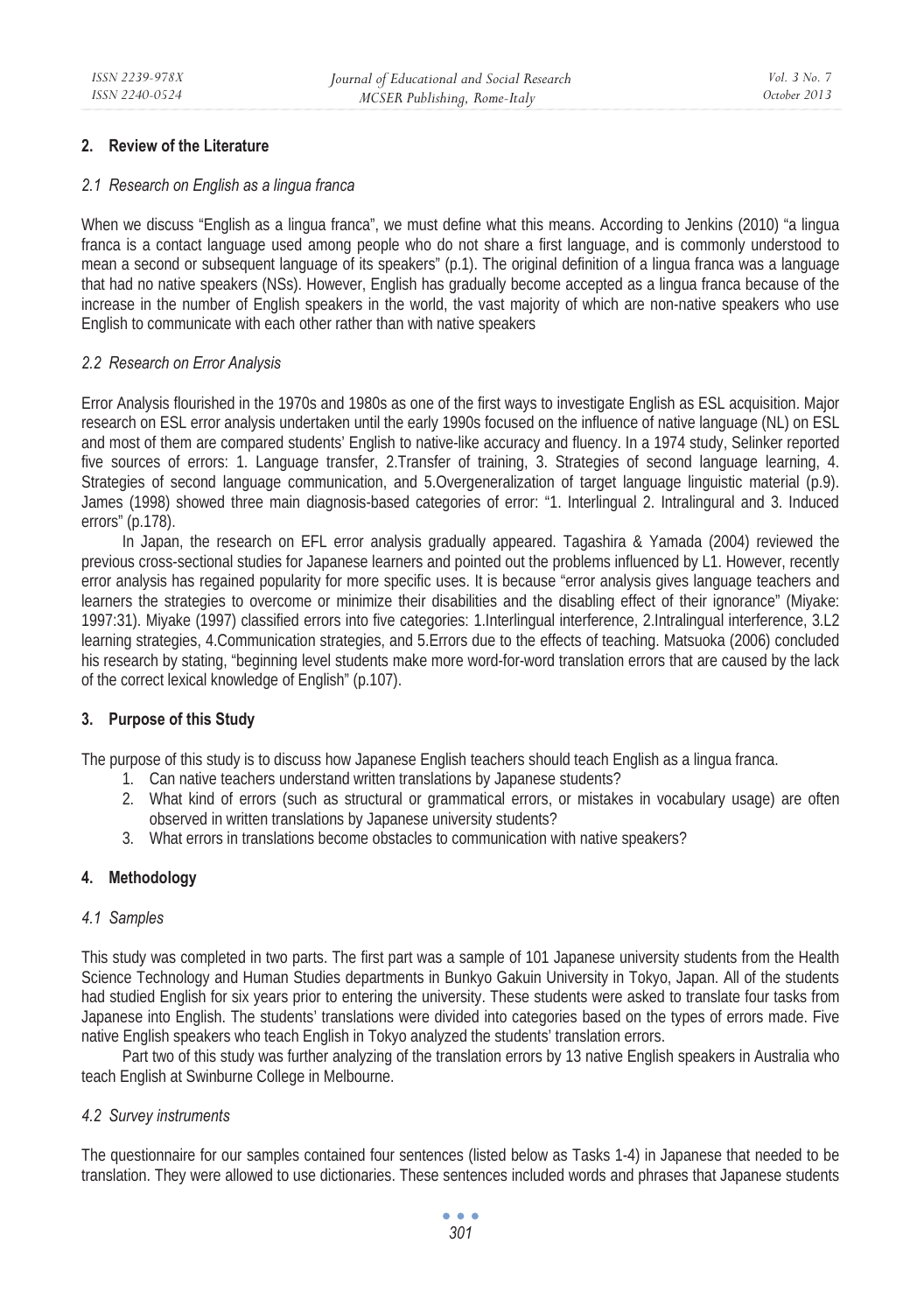## 2. Review of the Literature

### *2.1 Research on English as a lingua franca*

When we discuss "English as a lingua franca", we must define what this means. According to Jenkins (2010) "a lingua franca is a contact language used among people who do not share a first language, and is commonly understood to mean a second or subsequent language of its speakers" (p.1). The original definition of a lingua franca was a language that had no native speakers (NSs). However, English has gradually become accepted as a lingua franca because of the increase in the number of English speakers in the world, the vast majority of which are non-native speakers who use English to communicate with each other rather than with native speakers

### *2.2 Research on Error Analysis*

Error Analysis flourished in the 1970s and 1980s as one of the first ways to investigate English as ESL acquisition. Major research on ESL error analysis undertaken until the early 1990s focused on the influence of native language (NL) on ESL and most of them are compared students' English to native-like accuracy and fluency. In a 1974 study, Selinker reported five sources of errors: 1. Language transfer, 2.Transfer of training, 3. Strategies of second language learning, 4. Strategies of second language communication, and 5.Overgeneralization of target language linguistic material (p.9). James (1998) showed three main diagnosis-based categories of error: "1. Interlingual 2. Intralingural and 3. Induced errors" (p.178).

In Japan, the research on EFL error analysis gradually appeared. Tagashira & Yamada (2004) reviewed the previous cross-sectional studies for Japanese learners and pointed out the problems influenced by L1. However, recently error analysis has regained popularity for more specific uses. It is because "error analysis gives language teachers and learners the strategies to overcome or minimize their disabilities and the disabling effect of their ignorance" (Miyake: 1997:31). Miyake (1997) classified errors into five categories: 1.Interlingual interference, 2.Intralingual interference, 3.L2 learning strategies, 4.Communication strategies, and 5.Errors due to the effects of teaching. Matsuoka (2006) concluded his research by stating, "beginning level students make more word-for-word translation errors that are caused by the lack of the correct lexical knowledge of English" (p.107).

## 3. Purpose of this Study

The purpose of this study is to discuss how Japanese English teachers should teach English as a lingua franca.

1. Can native teachers understand written translations by Japanese students?
2. What kind of errors (such as structural or grammatical errors, or mistakes in vocabulary usage) are often observed in written translations by Japanese university students?
3. What errors in translations become obstacles to communication with native speakers?

## 4. Methodology

### *4.1 Samples*

This study was completed in two parts. The first part was a sample of 101 Japanese university students from the Health Science Technology and Human Studies departments in Bunkyo Gakuin University in Tokyo, Japan. All of the students had studied English for six years prior to entering the university. These students were asked to translate four tasks from Japanese into English. The students' translations were divided into categories based on the types of errors made. Five native English speakers who teach English in Tokyo analyzed the students' translation errors.

Part two of this study was further analyzing of the translation errors by 13 native English speakers in Australia who teach English at Swinburne College in Melbourne.

### *4.2 Survey instruments*

The questionnaire for our samples contained four sentences (listed below as Tasks 1-4) in Japanese that needed to be translation. They were allowed to use dictionaries. These sentences included words and phrases that Japanese students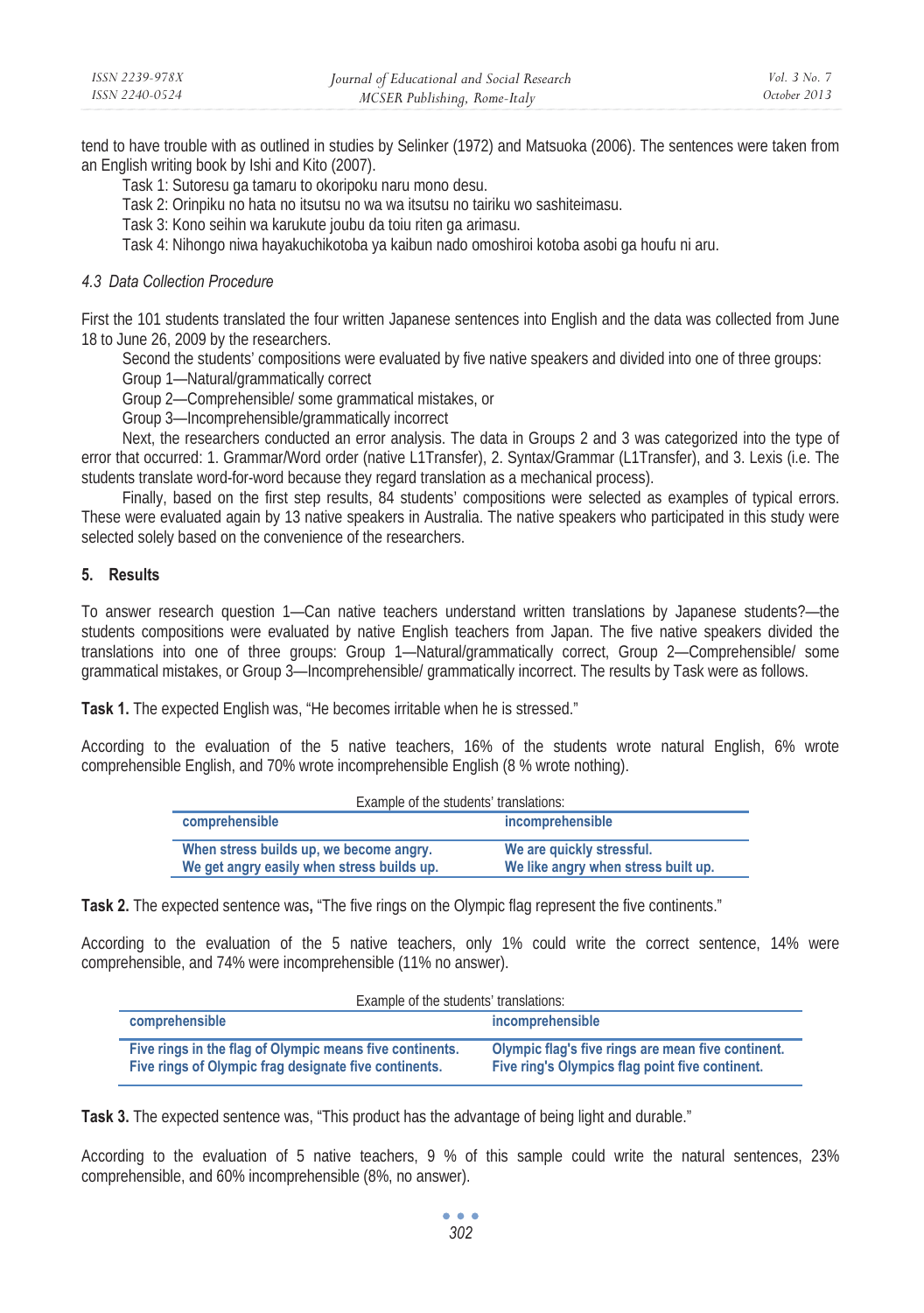tend to have trouble with as outlined in studies by Selinker (1972) and Matsuoka (2006). The sentences were taken from an English writing book by Ishi and Kito (2007).

Task 1: Sutoresu ga tamaru to okoripoku naru mono desu.

Task 2: Orinpiku no hata no itsutsu no wa wa itsutsu no tairiku wo sashiteimasu.

Task 3: Kono seihin wa karukute joubu da toiu riten ga arimasu.

Task 4: Nihongo niwa hayakuchikotoba ya kaibun nado omoshiroi kotoba asobi ga houfu ni aru.

### *4.3 Data Collection Procedure*

First the 101 students translated the four written Japanese sentences into English and the data was collected from June 18 to June 26, 2009 by the researchers.

Second the students' compositions were evaluated by five native speakers and divided into one of three groups:

Group 1—Natural/grammatically correct

Group 2—Comprehensible/ some grammatical mistakes, or

Group 3—Incomprehensible/grammatically incorrect

Next, the researchers conducted an error analysis. The data in Groups 2 and 3 was categorized into the type of error that occurred: 1. Grammar/Word order (native L1Transfer), 2. Syntax/Grammar (L1Transfer), and 3. Lexis (i.e. The students translate word-for-word because they regard translation as a mechanical process).

Finally, based on the first step results, 84 students' compositions were selected as examples of typical errors. These were evaluated again by 13 native speakers in Australia. The native speakers who participated in this study were selected solely based on the convenience of the researchers.

## 5. Results

To answer research question 1—Can native teachers understand written translations by Japanese students?—the students compositions were evaluated by native English teachers from Japan. The five native speakers divided the translations into one of three groups: Group 1—Natural/grammatically correct, Group 2—Comprehensible/ some grammatical mistakes, or Group 3—Incomprehensible/ grammatically incorrect. The results by Task were as follows.

**Task 1.** The expected English was, "He becomes irritable when he is stressed."

According to the evaluation of the 5 native teachers, 16% of the students wrote natural English, 6% wrote comprehensible English, and 70% wrote incomprehensible English (8 % wrote nothing).

Example of the students' translations:

| comprehensible | incomprehensible |
|---|---|
| When stress builds up, we become angry. | We are quickly stressful. |
| We get angry easily when stress builds up. | We like angry when stress built up. |

**Task 2.** The expected sentence was**,** "The five rings on the Olympic flag represent the five continents."

According to the evaluation of the 5 native teachers, only 1% could write the correct sentence, 14% were comprehensible, and 74% were incomprehensible (11% no answer).

Example of the students' translations:

| comprehensible | incomprehensible |
|---|---|
| Five rings in the flag of Olympic means five continents. | Olympic flag's five rings are mean five continent. |
| Five rings of Olympic frag designate five continents. | Five ring's Olympics flag point five continent. |

**Task 3.** The expected sentence was, "This product has the advantage of being light and durable."

According to the evaluation of 5 native teachers, 9 % of this sample could write the natural sentences, 23% comprehensible, and 60% incomprehensible (8%, no answer).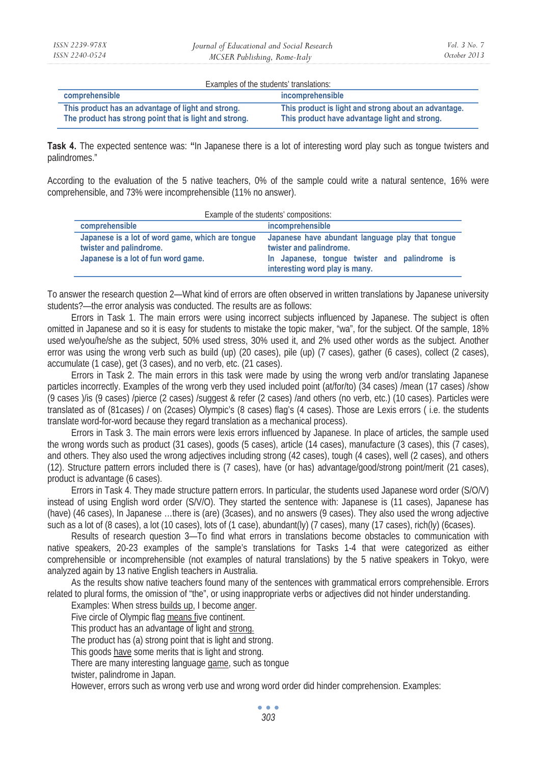Examples of the students' translations:

| comprehensible | incomprehensible |
|---|---|
| This product has an advantage of light and strong.<br>The product has strong point that is light and strong. | This product is light and strong about an advantage.<br>This product have advantage light and strong. |

**Task 4.** The expected sentence was: **"**In Japanese there is a lot of interesting word play such as tongue twisters and palindromes."

According to the evaluation of the 5 native teachers, 0% of the sample could write a natural sentence, 16% were comprehensible, and 73% were incomprehensible (11% no answer).

Example of the students' compositions:

| comprehensible | incomprehensible |
|---|---|
| Japanese is a lot of word game, which are tongue twister and palindrome.<br>Japanese is a lot of fun word game. | Japanese have abundant language play that tongue twister and palindrome.<br>In Japanese, tongue twister and palindrome is interesting word play is many. |

To answer the research question 2—What kind of errors are often observed in written translations by Japanese university students?—the error analysis was conducted. The results are as follows:

Errors in Task 1. The main errors were using incorrect subjects influenced by Japanese. The subject is often omitted in Japanese and so it is easy for students to mistake the topic maker, "wa", for the subject. Of the sample, 18% used we/you/he/she as the subject, 50% used stress, 30% used it, and 2% used other words as the subject. Another error was using the wrong verb such as build (up) (20 cases), pile (up) (7 cases), gather (6 cases), collect (2 cases), accumulate (1 case), get (3 cases), and no verb, etc. (21 cases).

Errors in Task 2. The main errors in this task were made by using the wrong verb and/or translating Japanese particles incorrectly. Examples of the wrong verb they used included point (at/for/to) (34 cases) /mean (17 cases) /show (9 cases )/is (9 cases) /pierce (2 cases) /suggest & refer (2 cases) /and others (no verb, etc.) (10 cases). Particles were translated as of (81cases) / on (2cases) Olympic's (8 cases) flag's (4 cases). Those are Lexis errors ( i.e. the students translate word-for-word because they regard translation as a mechanical process).

Errors in Task 3. The main errors were lexis errors influenced by Japanese. In place of articles, the sample used the wrong words such as product (31 cases), goods (5 cases), article (14 cases), manufacture (3 cases), this (7 cases), and others. They also used the wrong adjectives including strong (42 cases), tough (4 cases), well (2 cases), and others (12). Structure pattern errors included there is (7 cases), have (or has) advantage/good/strong point/merit (21 cases), product is advantage (6 cases).

Errors in Task 4. They made structure pattern errors. In particular, the students used Japanese word order (S/O/V) instead of using English word order (S/V/O). They started the sentence with: Japanese is (11 cases), Japanese has (have) (46 cases), In Japanese …there is (are) (3cases), and no answers (9 cases). They also used the wrong adjective such as a lot of (8 cases), a lot (10 cases), lots of (1 case), abundant(ly) (7 cases), many (17 cases), rich(ly) (6cases).

Results of research question 3—To find what errors in translations become obstacles to communication with native speakers, 20-23 examples of the sample's translations for Tasks 1-4 that were categorized as either comprehensible or incomprehensible (not examples of natural translations) by the 5 native speakers in Tokyo, were analyzed again by 13 native English teachers in Australia.

As the results show native teachers found many of the sentences with grammatical errors comprehensible. Errors related to plural forms, the omission of "the", or using inappropriate verbs or adjectives did not hinder understanding.

Examples: When stress builds up, I become anger.
Five circle of Olympic flag means five continent.
This product has an advantage of light and strong.
The product has (a) strong point that is light and strong.
This goods have some merits that is light and strong.
There are many interesting language game, such as tongue
twister, palindrome in Japan.

However, errors such as wrong verb use and wrong word order did hinder comprehension. Examples: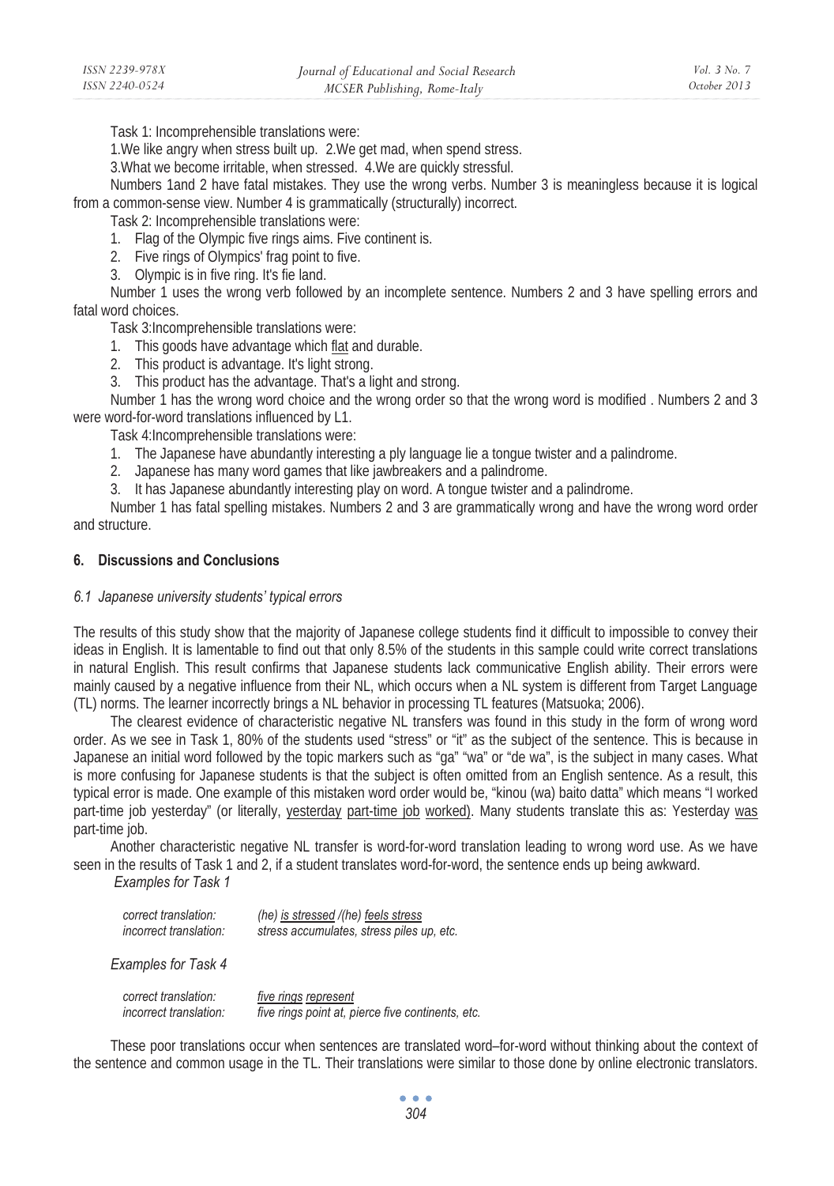Task 1: Incomprehensible translations were:

1.We like angry when stress built up. 2.We get mad, when spend stress.

3.What we become irritable, when stressed. 4.We are quickly stressful.

Numbers 1and 2 have fatal mistakes. They use the wrong verbs. Number 3 is meaningless because it is logical from a common-sense view. Number 4 is grammatically (structurally) incorrect.

Task 2: Incomprehensible translations were:

1. Flag of the Olympic five rings aims. Five continent is.
2. Five rings of Olympics' frag point to five.
3. Olympic is in five ring. It's fie land.

Number 1 uses the wrong verb followed by an incomplete sentence. Numbers 2 and 3 have spelling errors and fatal word choices.

Task 3:Incomprehensible translations were:

1. This goods have advantage which <u>flat</u> and durable.
2. This product is advantage. It's light strong.
3. This product has the advantage. That's a light and strong.

Number 1 has the wrong word choice and the wrong order so that the wrong word is modified . Numbers 2 and 3 were word-for-word translations influenced by L1.

Task 4:Incomprehensible translations were:

1. The Japanese have abundantly interesting a ply language lie a tongue twister and a palindrome.
2. Japanese has many word games that like jawbreakers and a palindrome.
3. It has Japanese abundantly interesting play on word. A tongue twister and a palindrome.

Number 1 has fatal spelling mistakes. Numbers 2 and 3 are grammatically wrong and have the wrong word order and structure.

## 6. Discussions and Conclusions

### *6.1 Japanese university students' typical errors*

The results of this study show that the majority of Japanese college students find it difficult to impossible to convey their ideas in English. It is lamentable to find out that only 8.5% of the students in this sample could write correct translations in natural English. This result confirms that Japanese students lack communicative English ability. Their errors were mainly caused by a negative influence from their NL, which occurs when a NL system is different from Target Language (TL) norms. The learner incorrectly brings a NL behavior in processing TL features (Matsuoka; 2006).

The clearest evidence of characteristic negative NL transfers was found in this study in the form of wrong word order. As we see in Task 1, 80% of the students used "stress" or "it" as the subject of the sentence. This is because in Japanese an initial word followed by the topic markers such as "ga" "wa" or "de wa", is the subject in many cases. What is more confusing for Japanese students is that the subject is often omitted from an English sentence. As a result, this typical error is made. One example of this mistaken word order would be, "kinou (wa) baito datta" which means "I worked part-time job yesterday" (or literally, <u>yesterday</u> <u>part-time job</u> <u>worked</u>). Many students translate this as: Yesterday <u>was</u> part-time job.

Another characteristic negative NL transfer is word-for-word translation leading to wrong word use. As we have seen in the results of Task 1 and 2, if a student translates word-for-word, the sentence ends up being awkward.

*Examples for Task 1*

| | |
|---|---|
| *correct translation:* | *(he) <u>is stressed</u> /(he) <u>feels stress</u>* |
| *incorrect translation:* | *stress accumulates, stress piles up, etc.* |

*Examples for Task 4*

| | |
|---|---|
| *correct translation:* | *<u>five rings</u> <u>represent</u>* |
| *incorrect translation:* | *five rings point at, pierce five continents, etc.* |

These poor translations occur when sentences are translated word–for-word without thinking about the context of the sentence and common usage in the TL. Their translations were similar to those done by online electronic translators.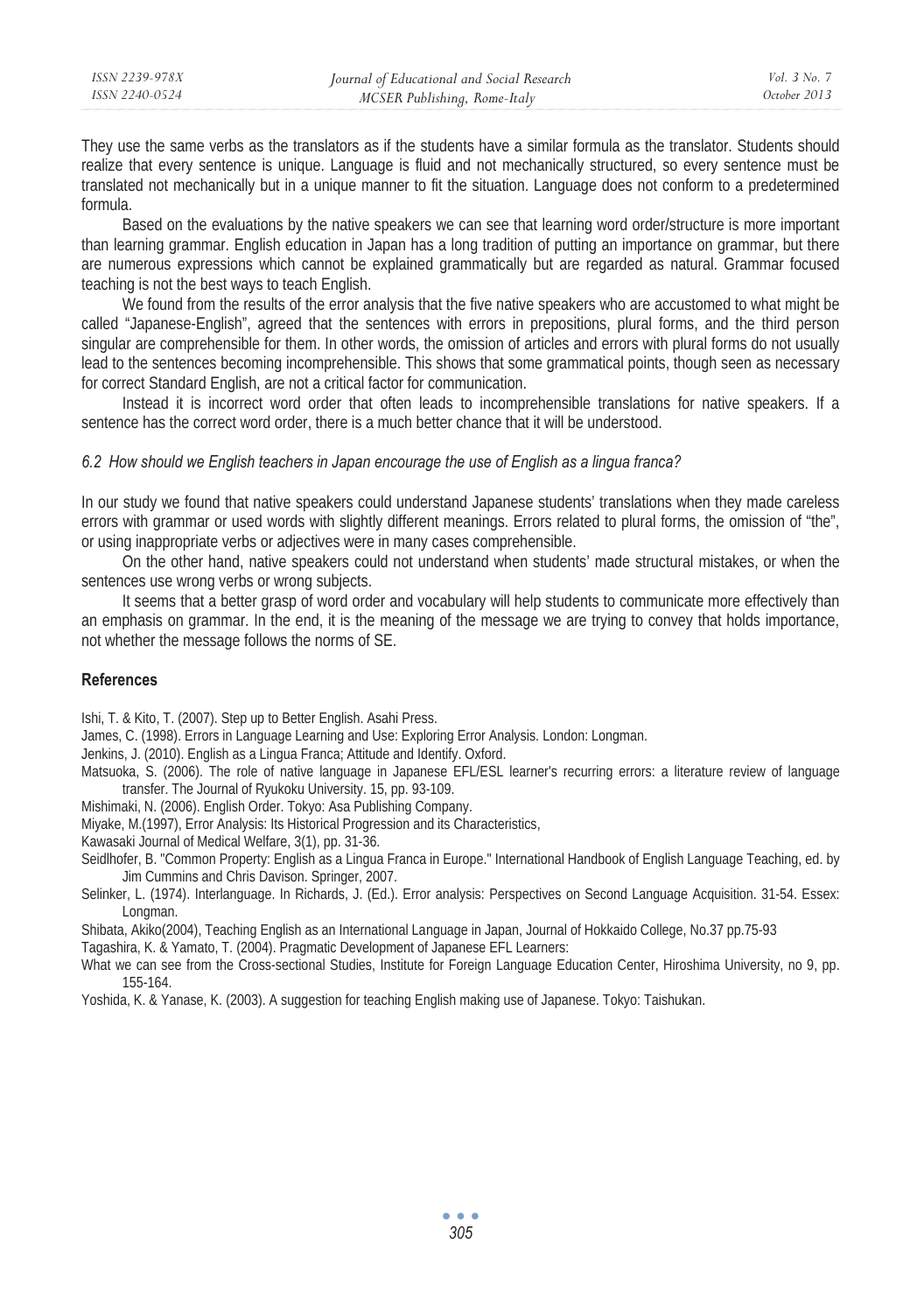They use the same verbs as the translators as if the students have a similar formula as the translator. Students should realize that every sentence is unique. Language is fluid and not mechanically structured, so every sentence must be translated not mechanically but in a unique manner to fit the situation. Language does not conform to a predetermined formula.

Based on the evaluations by the native speakers we can see that learning word order/structure is more important than learning grammar. English education in Japan has a long tradition of putting an importance on grammar, but there are numerous expressions which cannot be explained grammatically but are regarded as natural. Grammar focused teaching is not the best ways to teach English.

We found from the results of the error analysis that the five native speakers who are accustomed to what might be called "Japanese-English", agreed that the sentences with errors in prepositions, plural forms, and the third person singular are comprehensible for them. In other words, the omission of articles and errors with plural forms do not usually lead to the sentences becoming incomprehensible. This shows that some grammatical points, though seen as necessary for correct Standard English, are not a critical factor for communication.

Instead it is incorrect word order that often leads to incomprehensible translations for native speakers. If a sentence has the correct word order, there is a much better chance that it will be understood.

### *6.2 How should we English teachers in Japan encourage the use of English as a lingua franca?*

In our study we found that native speakers could understand Japanese students' translations when they made careless errors with grammar or used words with slightly different meanings. Errors related to plural forms, the omission of "the", or using inappropriate verbs or adjectives were in many cases comprehensible.

On the other hand, native speakers could not understand when students' made structural mistakes, or when the sentences use wrong verbs or wrong subjects.

It seems that a better grasp of word order and vocabulary will help students to communicate more effectively than an emphasis on grammar. In the end, it is the meaning of the message we are trying to convey that holds importance, not whether the message follows the norms of SE.

## References

Ishi, T. & Kito, T. (2007). Step up to Better English. Asahi Press.

James, C. (1998). Errors in Language Learning and Use: Exploring Error Analysis. London: Longman.

Jenkins, J. (2010). English as a Lingua Franca; Attitude and Identify. Oxford.

Matsuoka, S. (2006). The role of native language in Japanese EFL/ESL learner's recurring errors: a literature review of language transfer. The Journal of Ryukoku University. 15, pp. 93-109.

Mishimaki, N. (2006). English Order. Tokyo: Asa Publishing Company.

Miyake, M.(1997), Error Analysis: Its Historical Progression and its Characteristics,

Kawasaki Journal of Medical Welfare, 3(1), pp. 31-36.

Seidlhofer, B. "Common Property: English as a Lingua Franca in Europe." International Handbook of English Language Teaching, ed. by Jim Cummins and Chris Davison. Springer, 2007.

Selinker, L. (1974). Interlanguage. In Richards, J. (Ed.). Error analysis: Perspectives on Second Language Acquisition. 31-54. Essex: Longman.

Shibata, Akiko(2004), Teaching English as an International Language in Japan, Journal of Hokkaido College, No.37 pp.75-93

Tagashira, K. & Yamato, T. (2004). Pragmatic Development of Japanese EFL Learners:

What we can see from the Cross-sectional Studies, Institute for Foreign Language Education Center, Hiroshima University, no 9, pp. 155-164.

Yoshida, K. & Yanase, K. (2003). A suggestion for teaching English making use of Japanese. Tokyo: Taishukan.